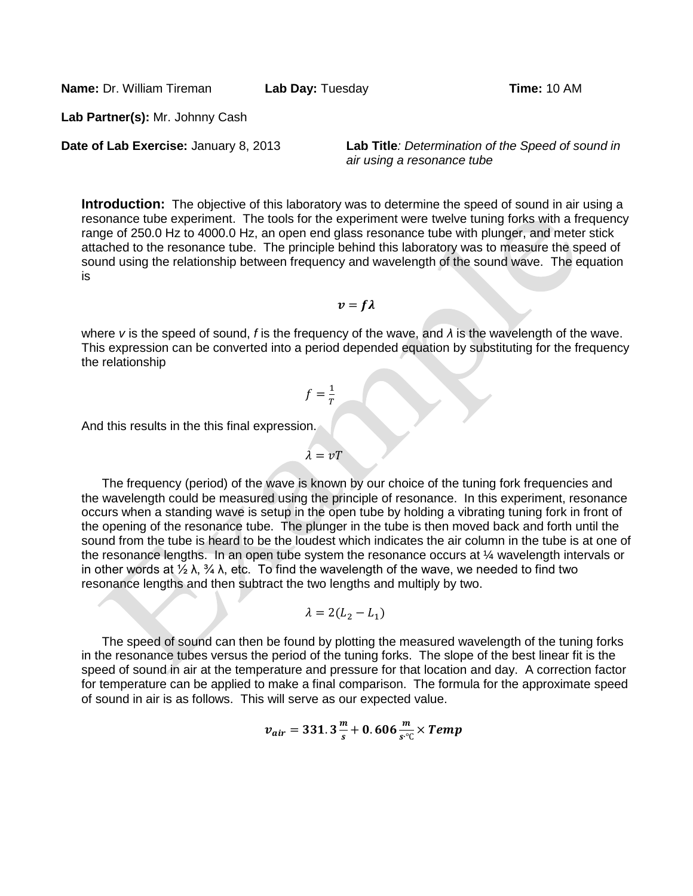**Name:** Dr. William Tireman **Lab Day:** Tuesday **Time:** 10 AM

**Lab Partner(s):** Mr. Johnny Cash

**Date of Lab Exercise:** January 8, 2013 **Lab Title***: Determination of the Speed of sound in air using a resonance tube*

**Introduction:** The objective of this laboratory was to determine the speed of sound in air using a resonance tube experiment. The tools for the experiment were twelve tuning forks with a frequency range of 250.0 Hz to 4000.0 Hz, an open end glass resonance tube with plunger, and meter stick attached to the resonance tube. The principle behind this laboratory was to measure the speed of sound using the relationship between frequency and wavelength of the sound wave. The equation is

$$\boldsymbol{v = f\lambda}$$

where *v* is the speed of sound, *f* is the frequency of the wave, and *λ* is the wavelength of the wave. This expression can be converted into a period depended equation by substituting for the frequency the relationship

$$f = \frac{1}{T}$$

And this results in the this final expression.

$$\lambda = vT$$

The frequency (period) of the wave is known by our choice of the tuning fork frequencies and the wavelength could be measured using the principle of resonance. In this experiment, resonance occurs when a standing wave is setup in the open tube by holding a vibrating tuning fork in front of the opening of the resonance tube. The plunger in the tube is then moved back and forth until the sound from the tube is heard to be the loudest which indicates the air column in the tube is at one of the resonance lengths. In an open tube system the resonance occurs at ¼ wavelength intervals or in other words at ½ λ, ¾ λ, etc. To find the wavelength of the wave, we needed to find two resonance lengths and then subtract the two lengths and multiply by two.

$$\lambda = 2(L_2 - L_1)$$

The speed of sound can then be found by plotting the measured wavelength of the tuning forks in the resonance tubes versus the period of the tuning forks. The slope of the best linear fit is the speed of sound in air at the temperature and pressure for that location and day. A correction factor for temperature can be applied to make a final comparison. The formula for the approximate speed of sound in air is as follows. This will serve as our expected value.

$$\boldsymbol{v_{air} = 331.3\,\frac{m}{s} + 0.606\,\frac{m}{s\cdot{}^{\circ}\mathrm{C}} \times Temp}$$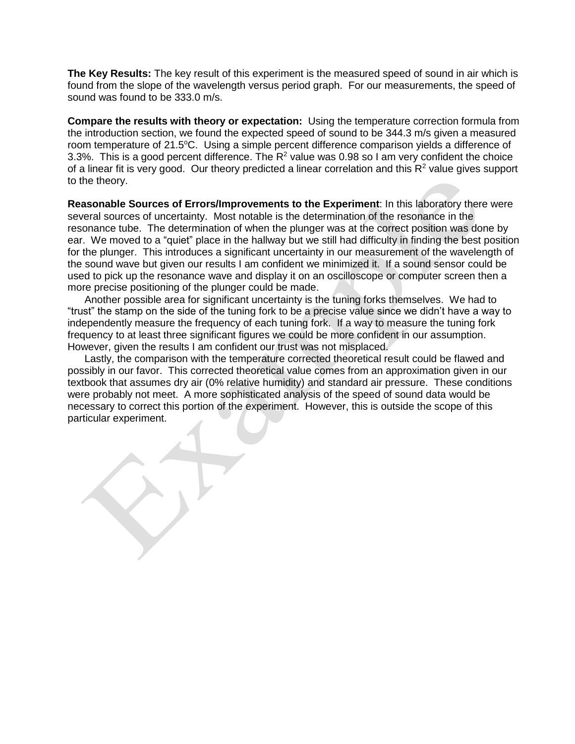**The Key Results:** The key result of this experiment is the measured speed of sound in air which is found from the slope of the wavelength versus period graph. For our measurements, the speed of sound was found to be 333.0 m/s.

**Compare the results with theory or expectation:** Using the temperature correction formula from the introduction section, we found the expected speed of sound to be 344.3 m/s given a measured room temperature of 21.5°C. Using a simple percent difference comparison yields a difference of 3.3%. This is a good percent difference. The $R^2$ value was 0.98 so I am very confident the choice of a linear fit is very good. Our theory predicted a linear correlation and this $R^2$ value gives support to the theory.

**Reasonable Sources of Errors/Improvements to the Experiment**: In this laboratory there were several sources of uncertainty. Most notable is the determination of the resonance in the resonance tube. The determination of when the plunger was at the correct position was done by ear. We moved to a "quiet" place in the hallway but we still had difficulty in finding the best position for the plunger. This introduces a significant uncertainty in our measurement of the wavelength of the sound wave but given our results I am confident we minimized it. If a sound sensor could be used to pick up the resonance wave and display it on an oscilloscope or computer screen then a more precise positioning of the plunger could be made.

Another possible area for significant uncertainty is the tuning forks themselves. We had to "trust" the stamp on the side of the tuning fork to be a precise value since we didn't have a way to independently measure the frequency of each tuning fork. If a way to measure the tuning fork frequency to at least three significant figures we could be more confident in our assumption. However, given the results I am confident our trust was not misplaced.

Lastly, the comparison with the temperature corrected theoretical result could be flawed and possibly in our favor. This corrected theoretical value comes from an approximation given in our textbook that assumes dry air (0% relative humidity) and standard air pressure. These conditions were probably not meet. A more sophisticated analysis of the speed of sound data would be necessary to correct this portion of the experiment. However, this is outside the scope of this particular experiment.